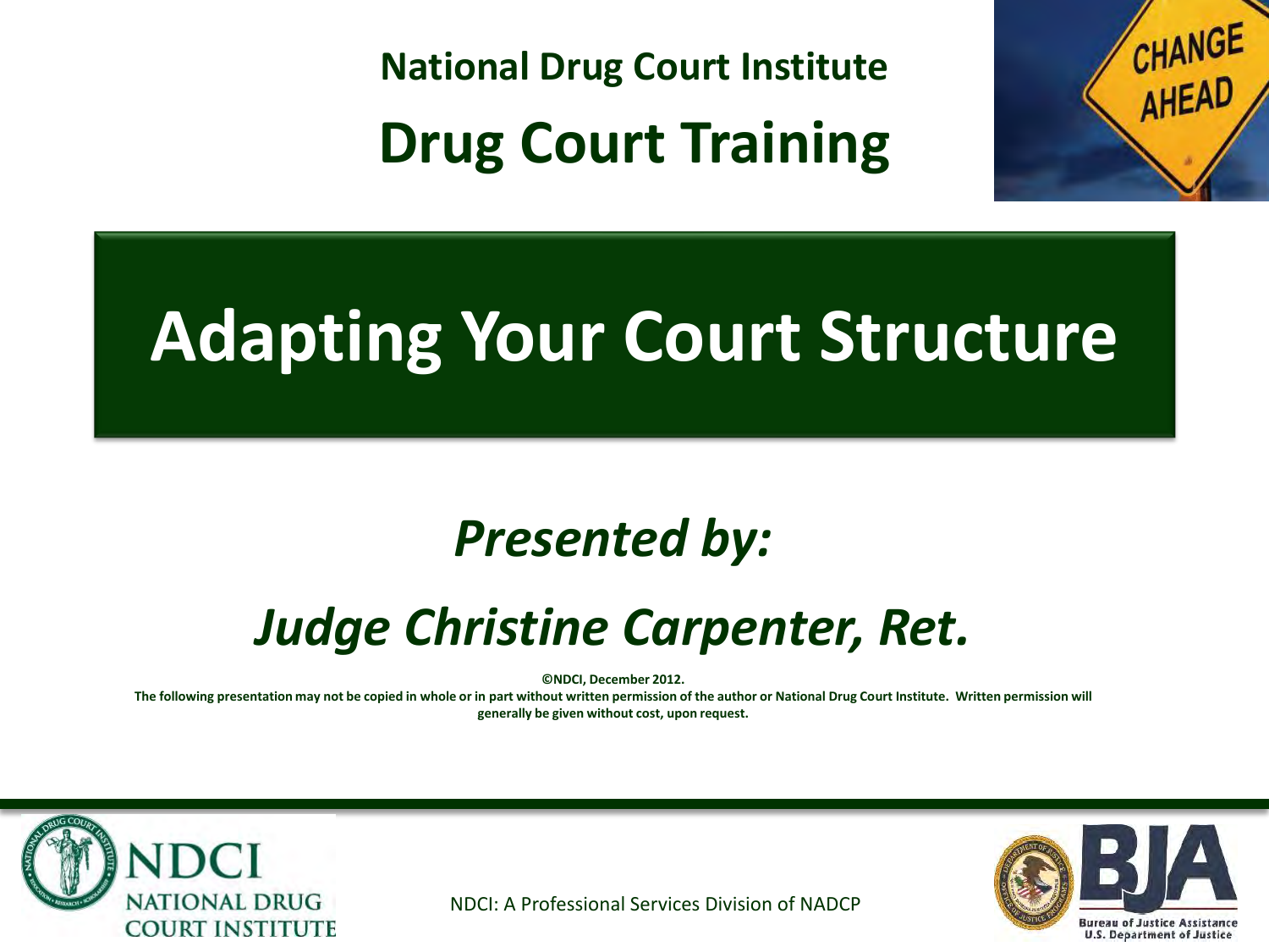National Drug Court Institute

# Drug Court Training

# Adapting Your Court Structure

***Presented by:***

## *Judge Christine Carpenter, Ret.*

**©NDCI, December 2012.**

**The following presentation may not be copied in whole or in part without written permission of the author or National Drug Court Institute. Written permission will generally be given without cost, upon request.**

NDCI: A Professional Services Division of NADCP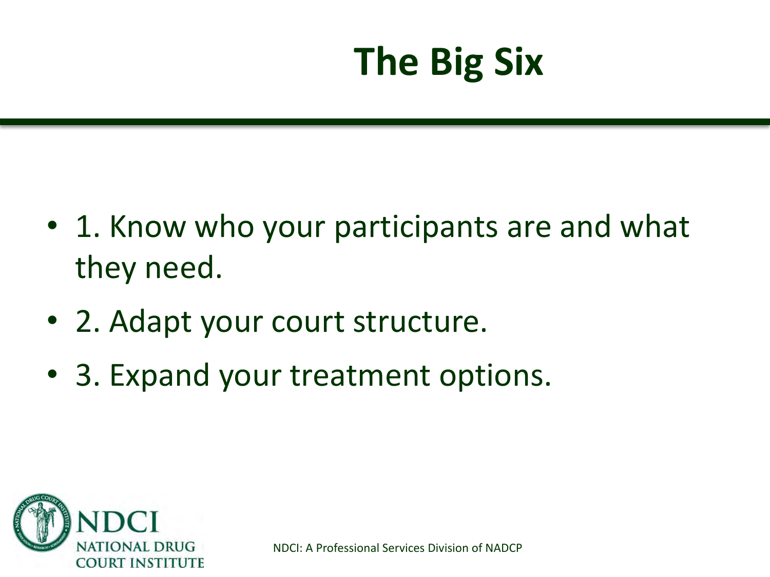# The Big Six

- 1. Know who your participants are and what they need.
- 2. Adapt your court structure.
- 3. Expand your treatment options.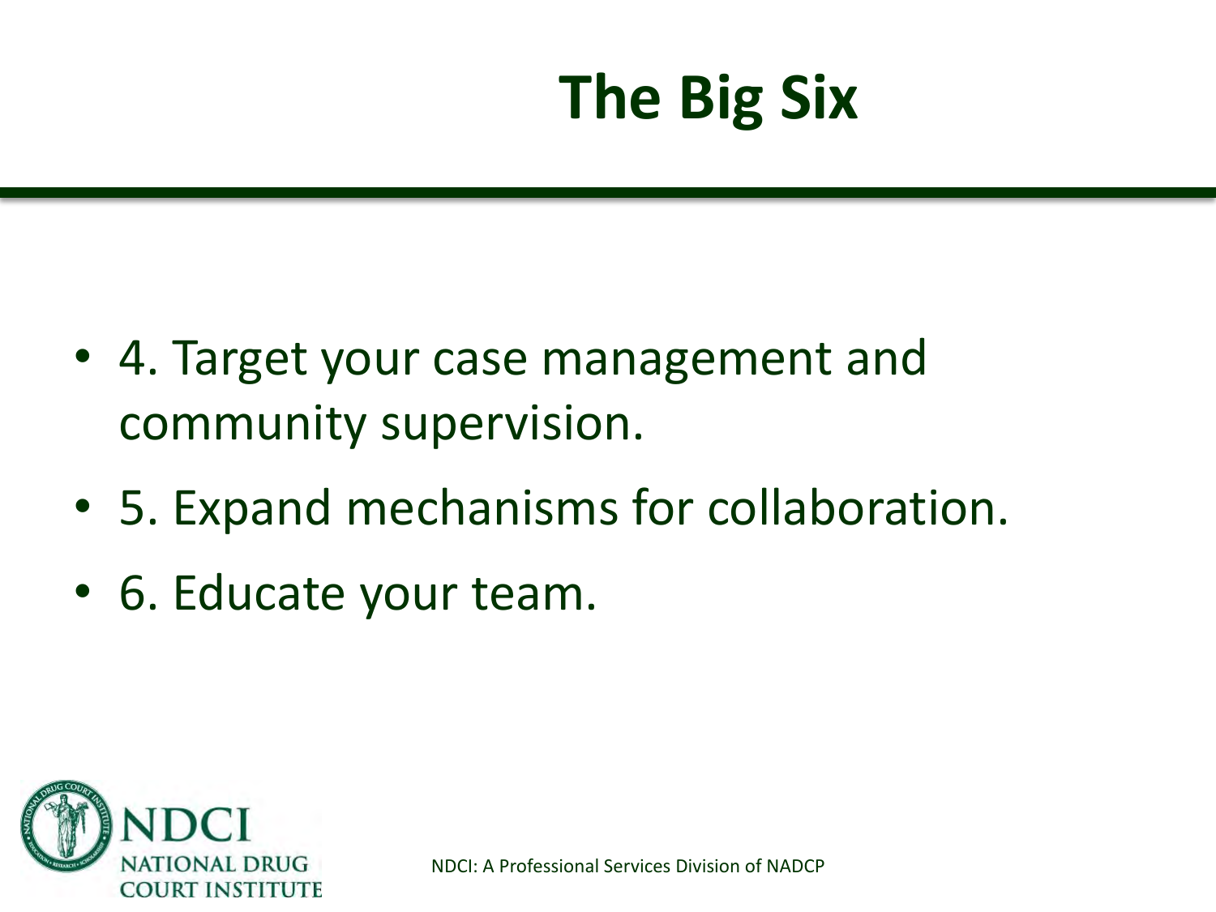# The Big Six

- 4. Target your case management and community supervision.
- 5. Expand mechanisms for collaboration.
- 6. Educate your team.

NDCI: A Professional Services Division of NADCP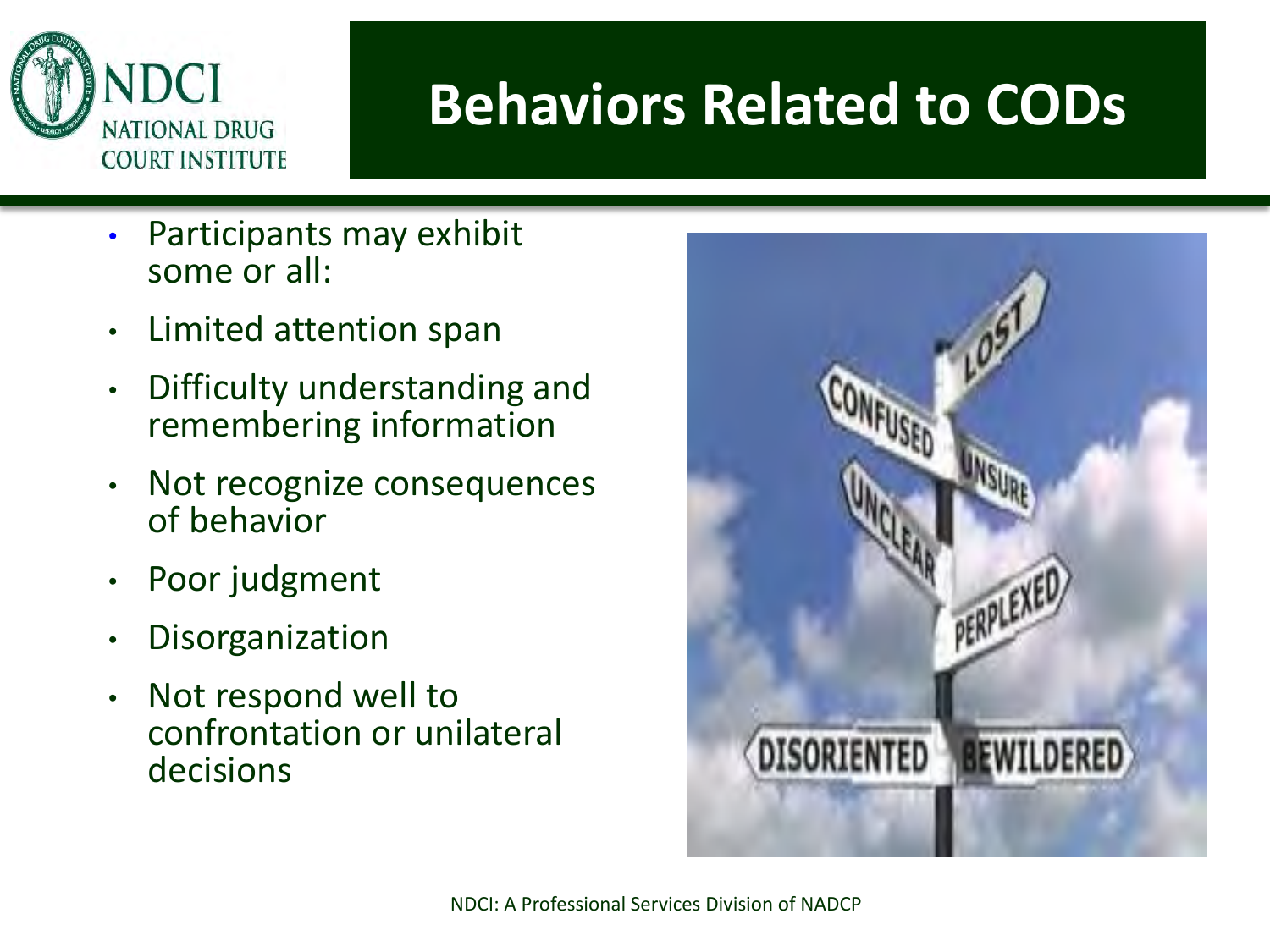# Behaviors Related to CODs

- Participants may exhibit some or all:
- Limited attention span
- Difficulty understanding and remembering information
- Not recognize consequences of behavior
- Poor judgment
- Disorganization
- Not respond well to confrontation or unilateral decisions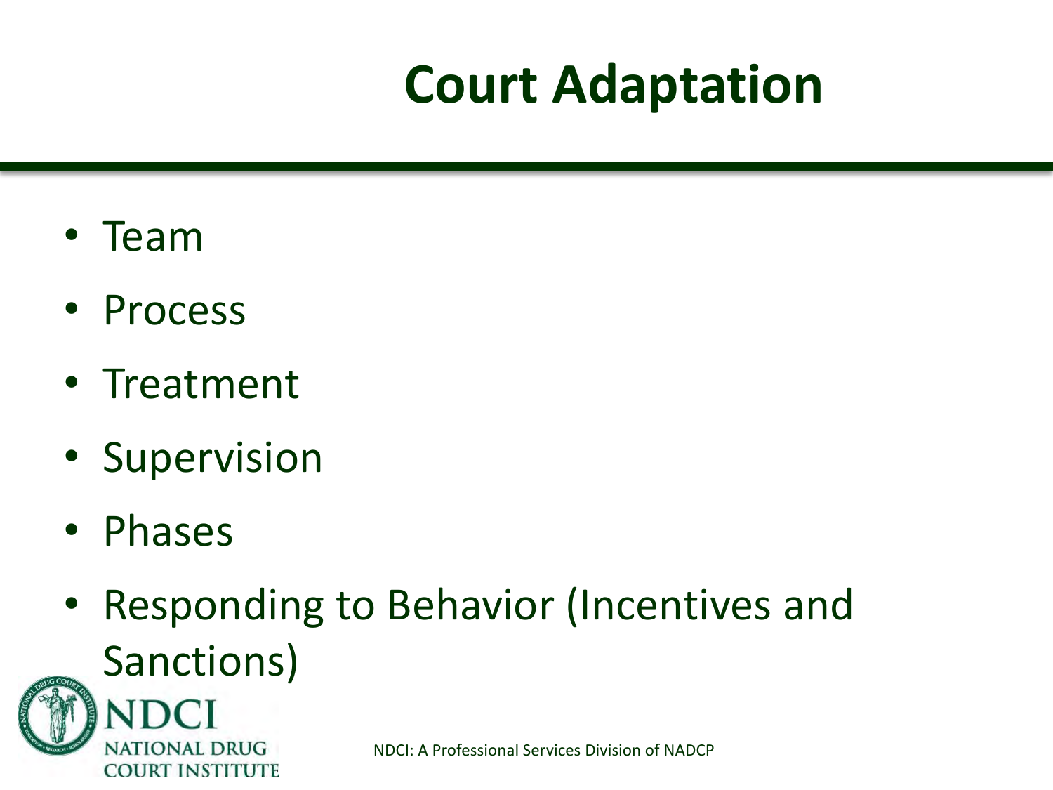# Court Adaptation

- Team
- Process
- Treatment
- Supervision
- Phases
- Responding to Behavior (Incentives and Sanctions)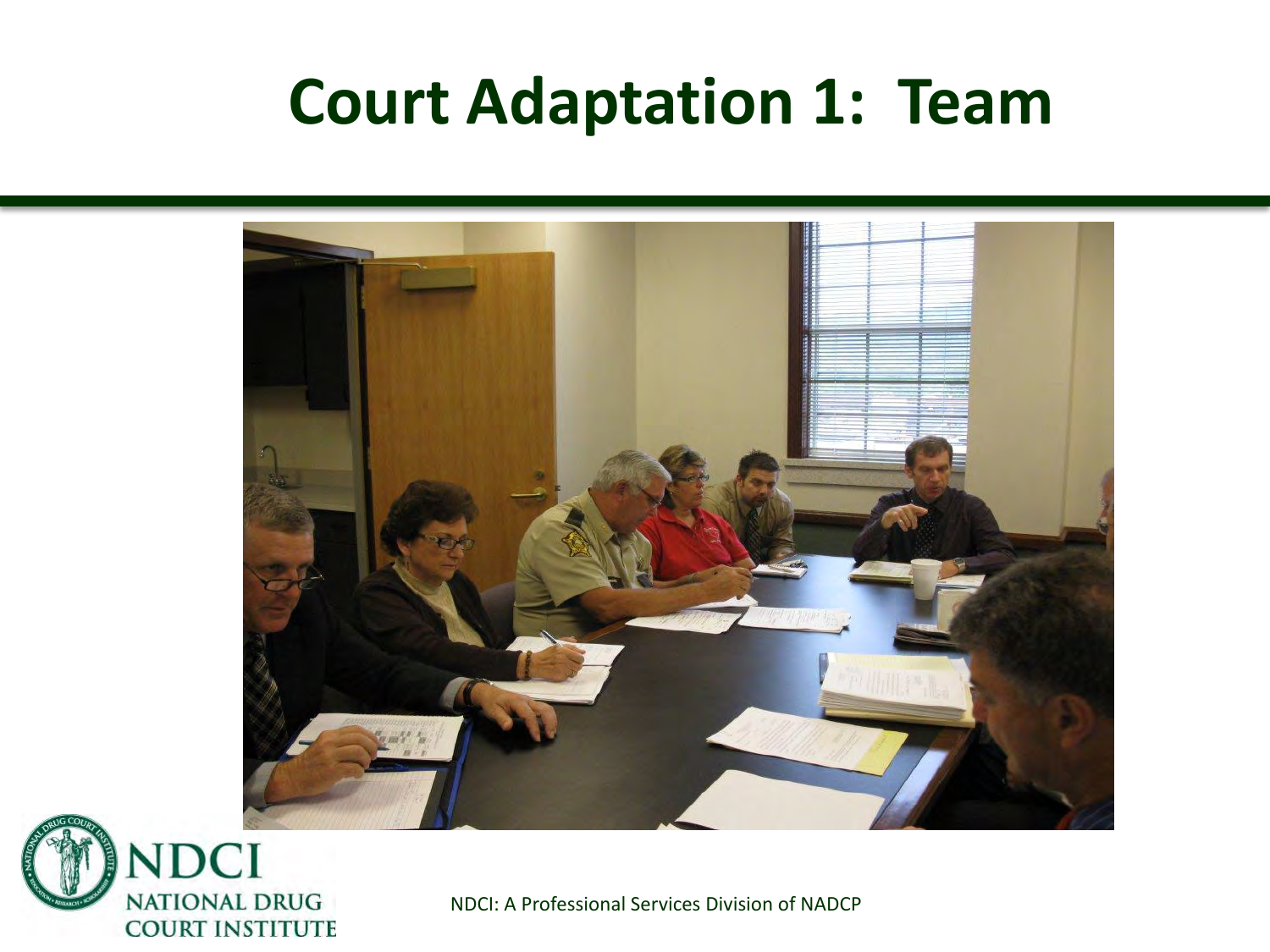# Court Adaptation 1: Team

NDCI: A Professional Services Division of NADCP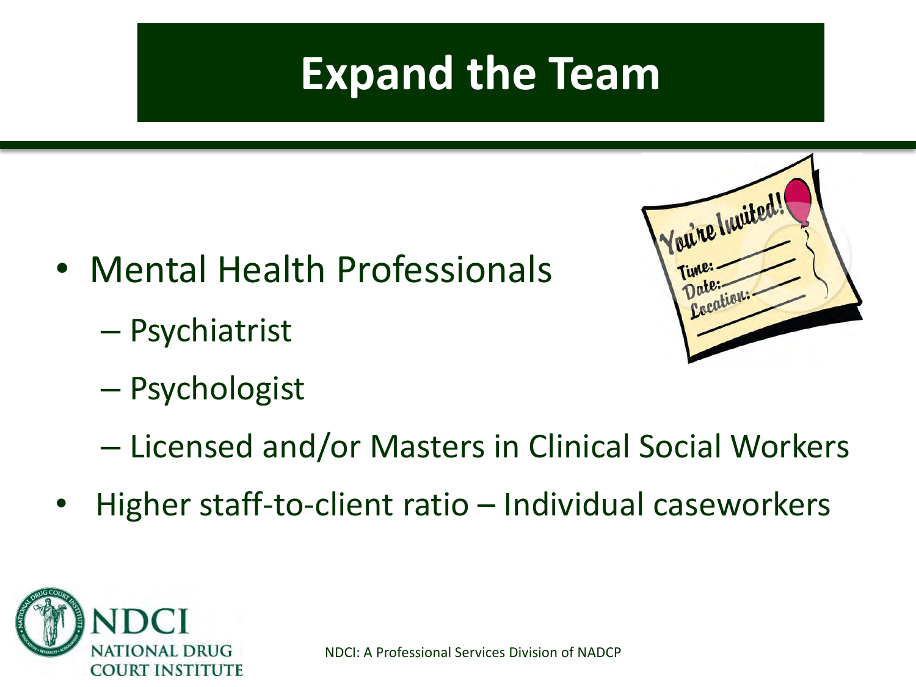# Expand the Team

- Mental Health Professionals
  - Psychiatrist
  - Psychologist
  - Licensed and/or Masters in Clinical Social Workers
- Higher staff-to-client ratio – Individual caseworkers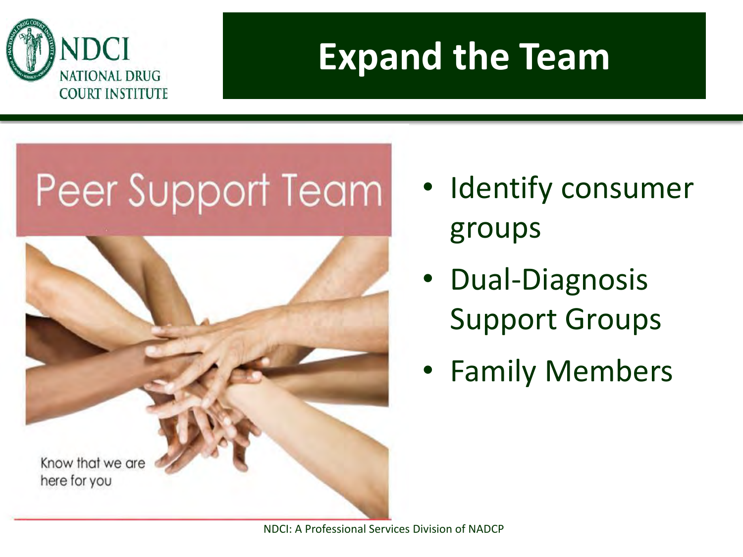# Expand the Team

Peer Support Team

Know that we are here for you

- Identify consumer groups
- Dual-Diagnosis Support Groups
- Family Members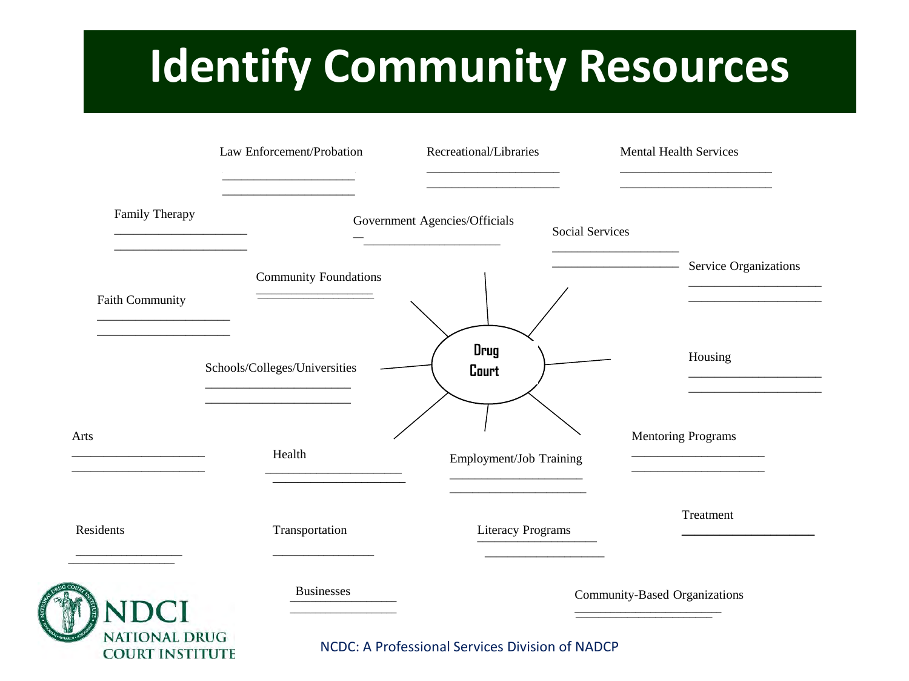# Identify Community Resources

**Drug Court**

- Law Enforcement/Probation
  ____________________
  ____________________
- Recreational/Libraries
  ____________________
  ____________________
- Mental Health Services
  ____________________
  ____________________
- Family Therapy
  ____________________
  ____________________
- Government Agencies/Officials
  ____________________
- Social Services
  ____________________
  ____________________
- Service Organizations
  ____________________
  ____________________
- Community Foundations
  ____________________
- Faith Community
  ____________________
  ____________________
- Schools/Colleges/Universities
  ____________________
  ____________________
- Housing
  ____________________
  ____________________
- Arts
  ____________________
  ____________________
- Health
  ____________________
  ____________________
- Employment/Job Training
  ____________________
  ____________________
- Mentoring Programs
  ____________________
  ____________________
- Treatment
  ____________________
- Residents
  ____________________
  ____________________
- Transportation
  ____________________
- Literacy Programs
  ____________________
  ____________________
- Businesses
  ____________________
  ____________________
- Community-Based Organizations
  ____________________
  ____________________

NDCI NATIONAL DRUG COURT INSTITUTE

NCDC: A Professional Services Division of NADCP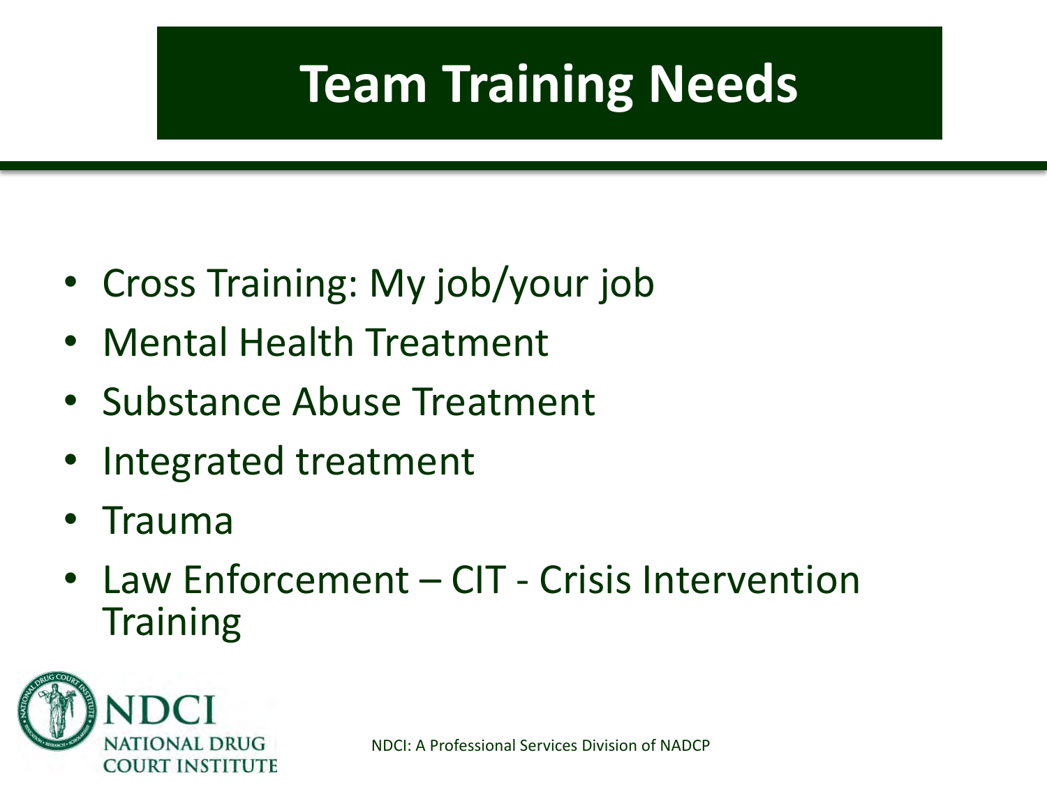# Team Training Needs

- Cross Training: My job/your job
- Mental Health Treatment
- Substance Abuse Treatment
- Integrated treatment
- Trauma
- Law Enforcement – CIT - Crisis Intervention Training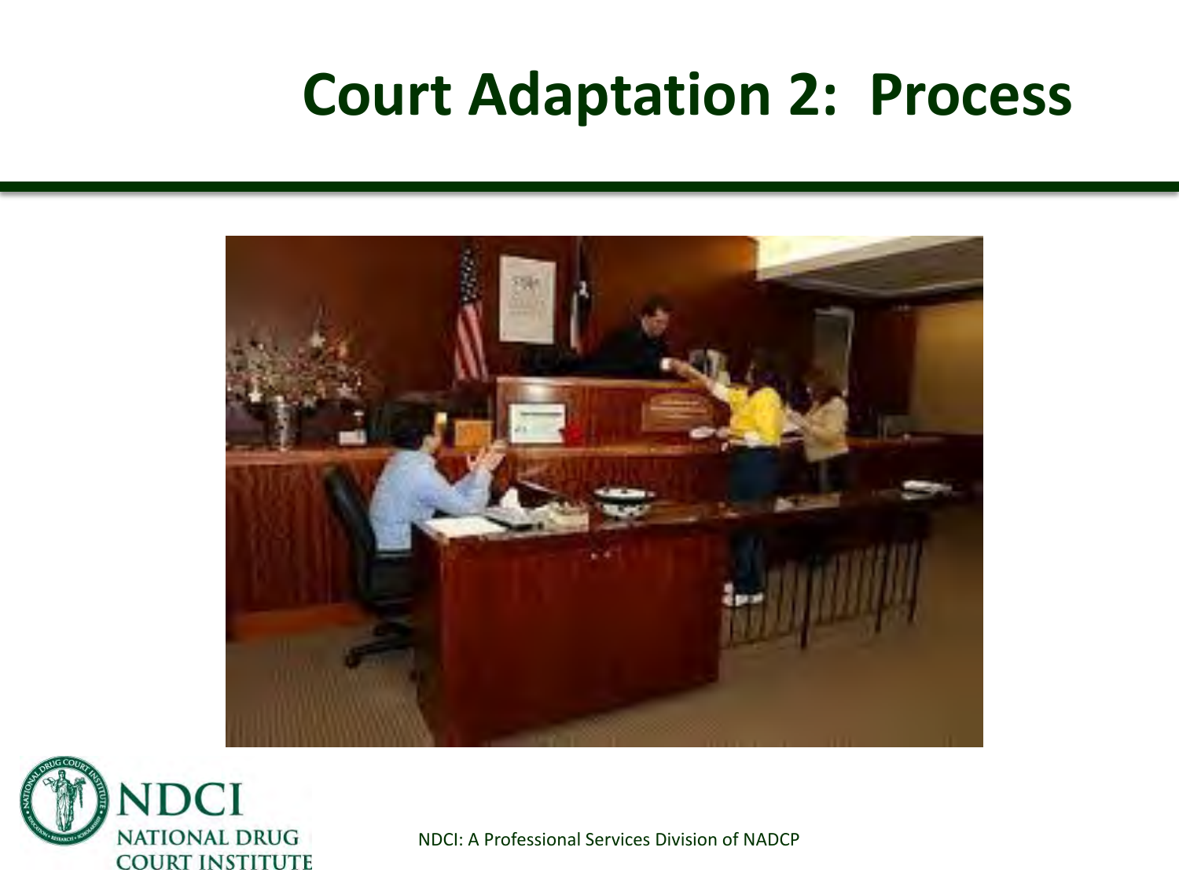# Court Adaptation 2: Process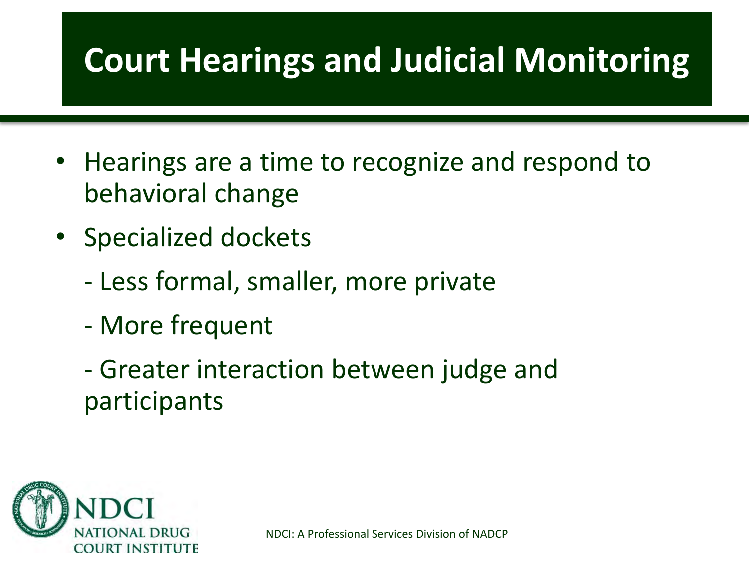# Court Hearings and Judicial Monitoring

- Hearings are a time to recognize and respond to behavioral change
- Specialized dockets
  - Less formal, smaller, more private
  - More frequent
  - Greater interaction between judge and participants

NDCI: A Professional Services Division of NADCP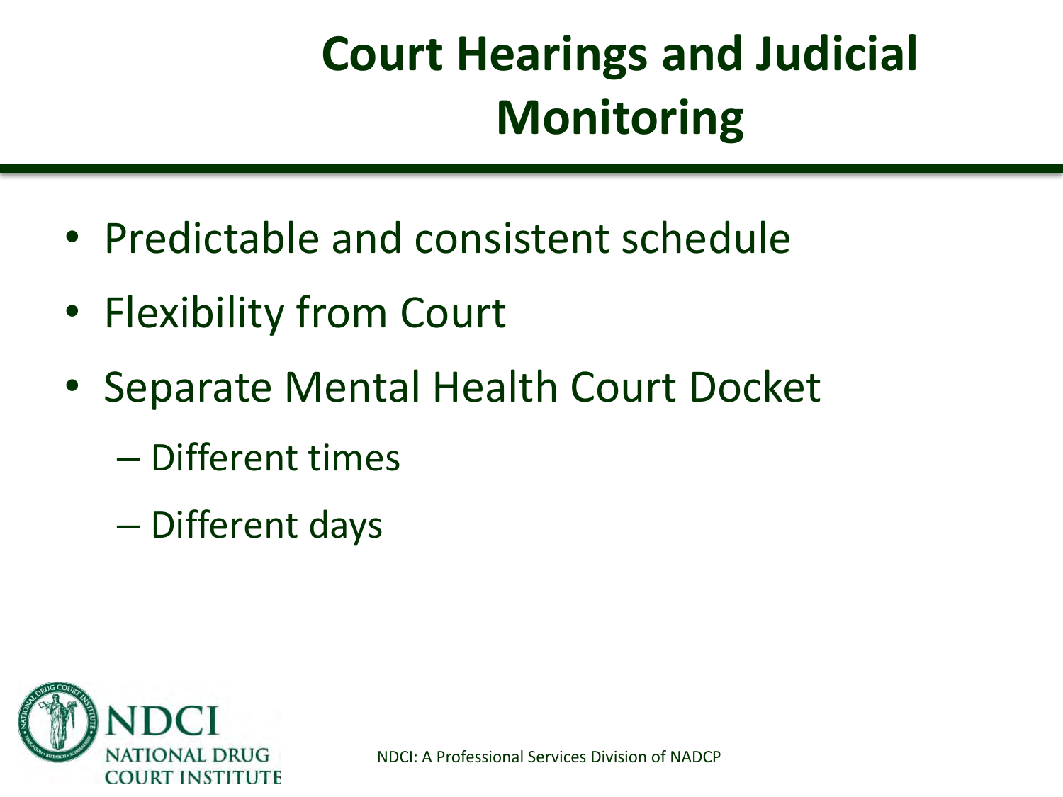# Court Hearings and Judicial Monitoring

- Predictable and consistent schedule
- Flexibility from Court
- Separate Mental Health Court Docket
  - Different times
  - Different days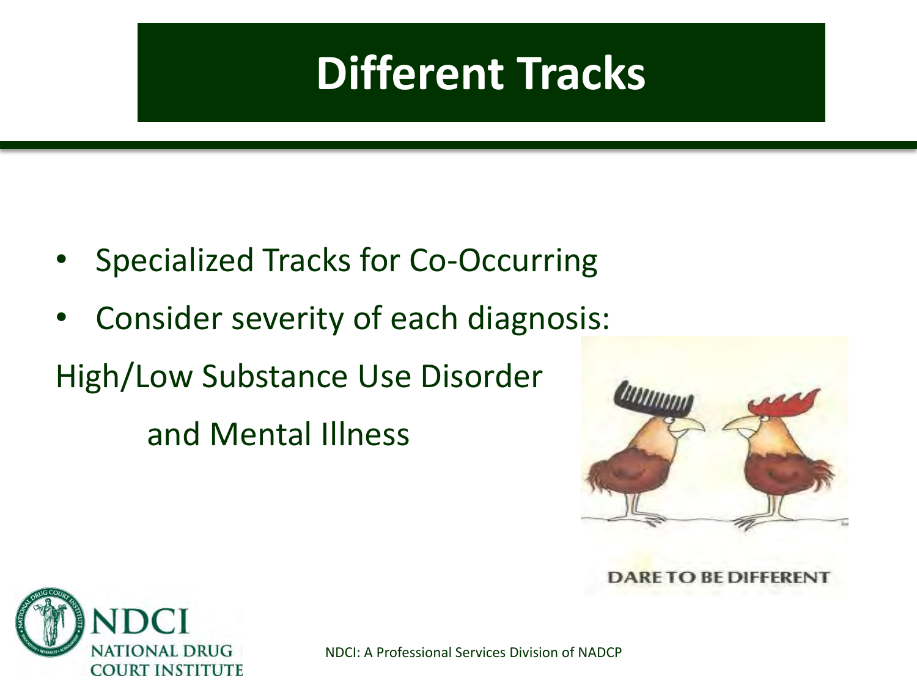# Different Tracks

- Specialized Tracks for Co-Occurring
- Consider severity of each diagnosis:

High/Low Substance Use Disorder

and Mental Illness

DARE TO BE DIFFERENT

NDCI: A Professional Services Division of NADCP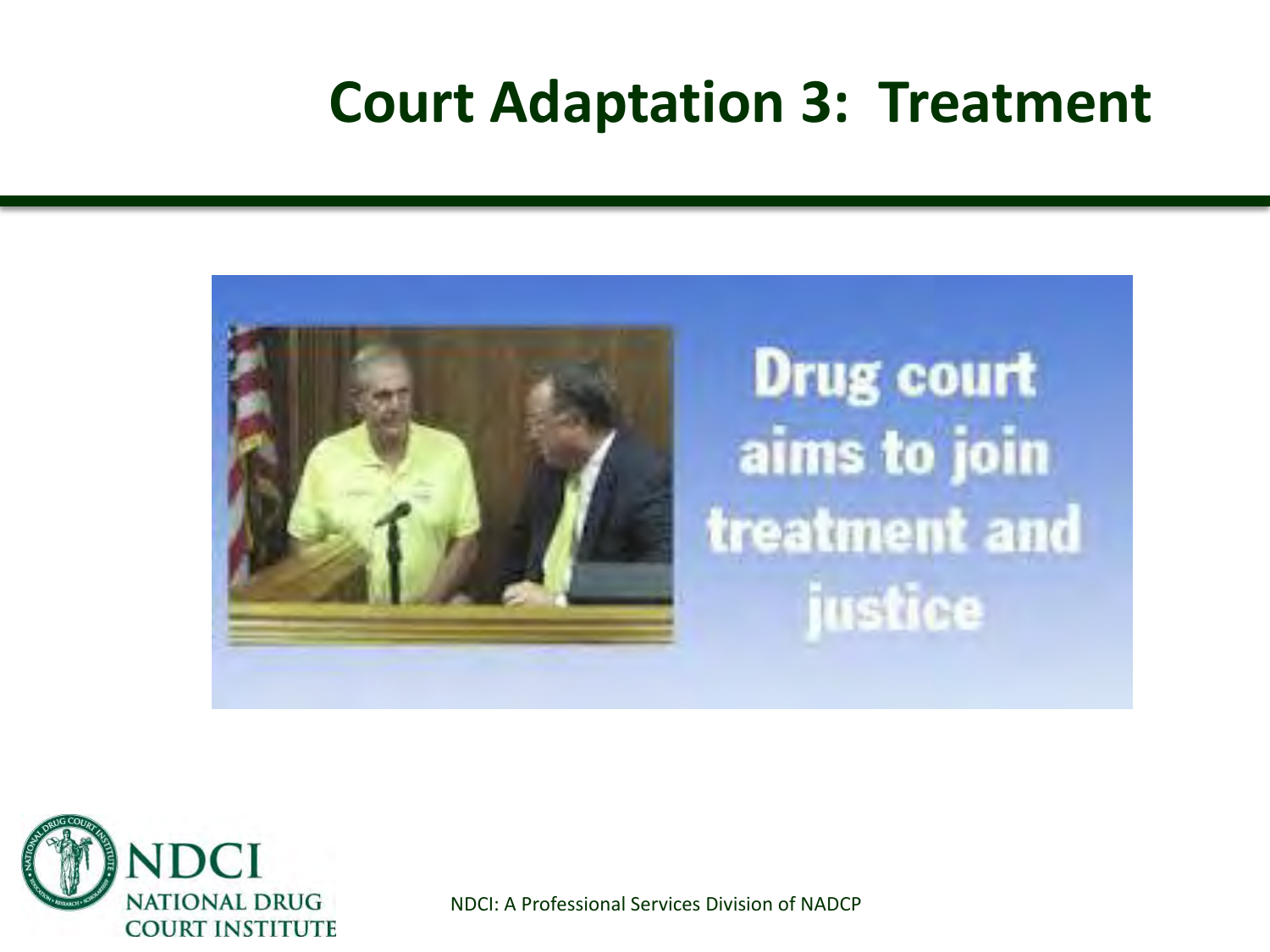# Court Adaptation 3: Treatment

Drug court aims to join treatment and justice

NDCI: A Professional Services Division of NADCP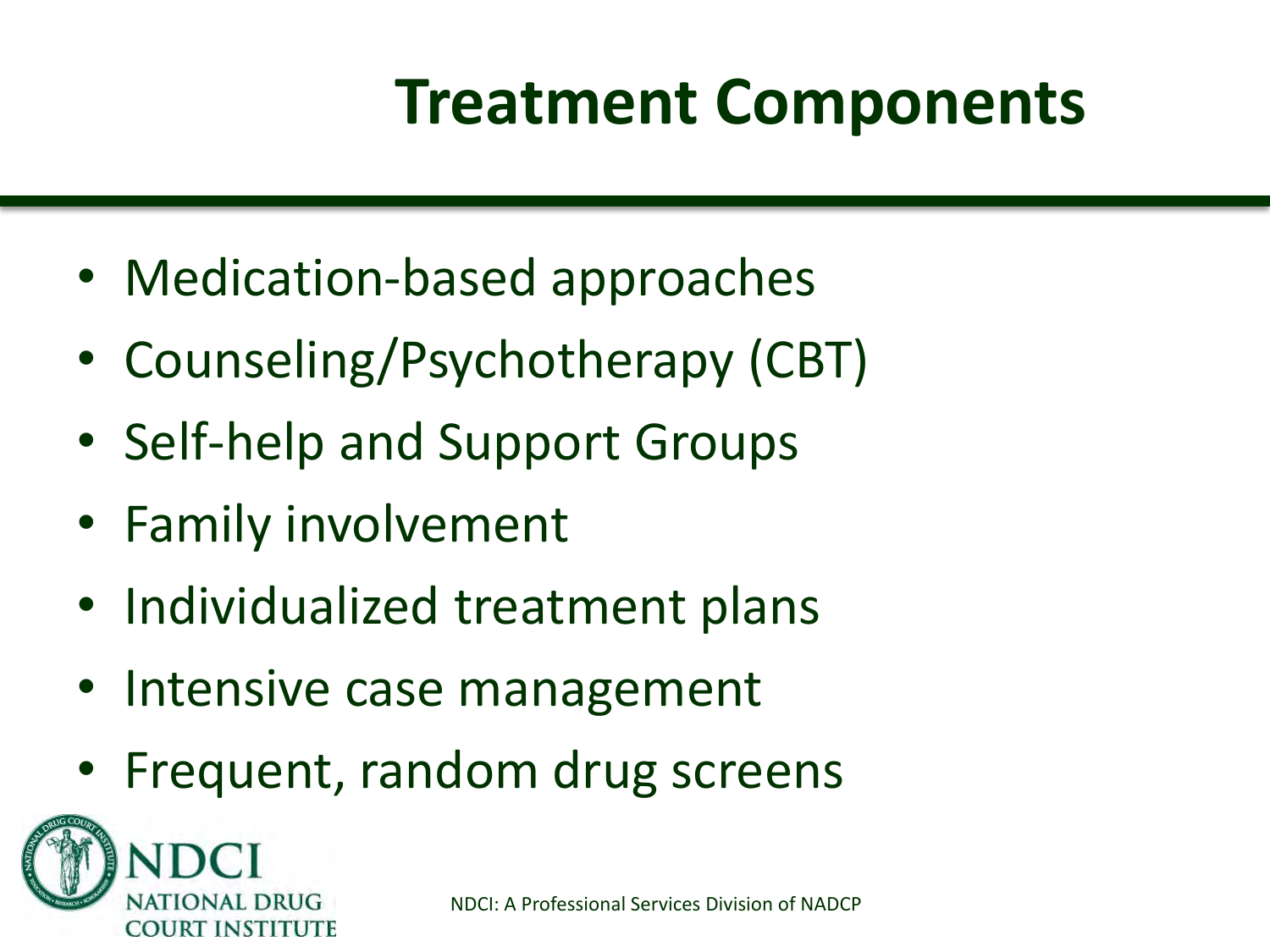# Treatment Components

- Medication-based approaches
- Counseling/Psychotherapy (CBT)
- Self-help and Support Groups
- Family involvement
- Individualized treatment plans
- Intensive case management
- Frequent, random drug screens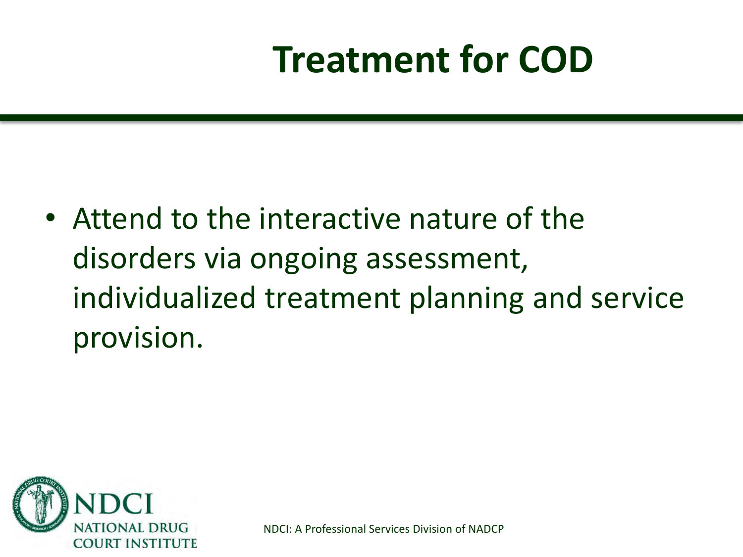# Treatment for COD

- Attend to the interactive nature of the disorders via ongoing assessment, individualized treatment planning and service provision.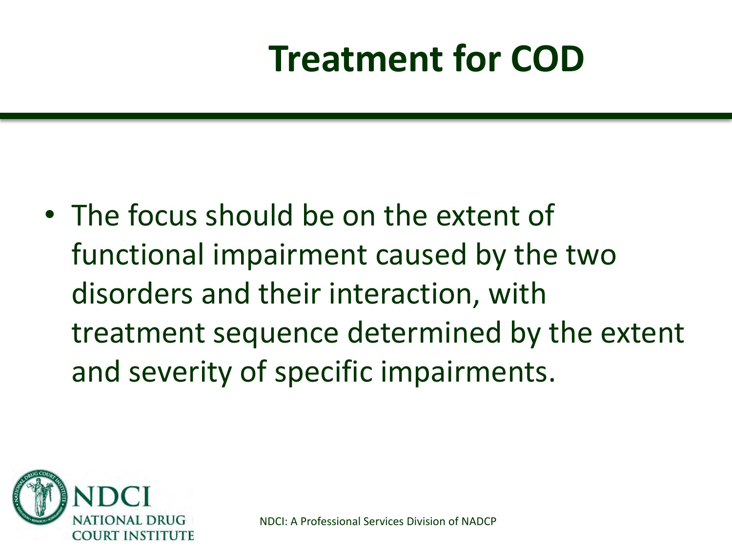# Treatment for COD

- The focus should be on the extent of functional impairment caused by the two disorders and their interaction, with treatment sequence determined by the extent and severity of specific impairments.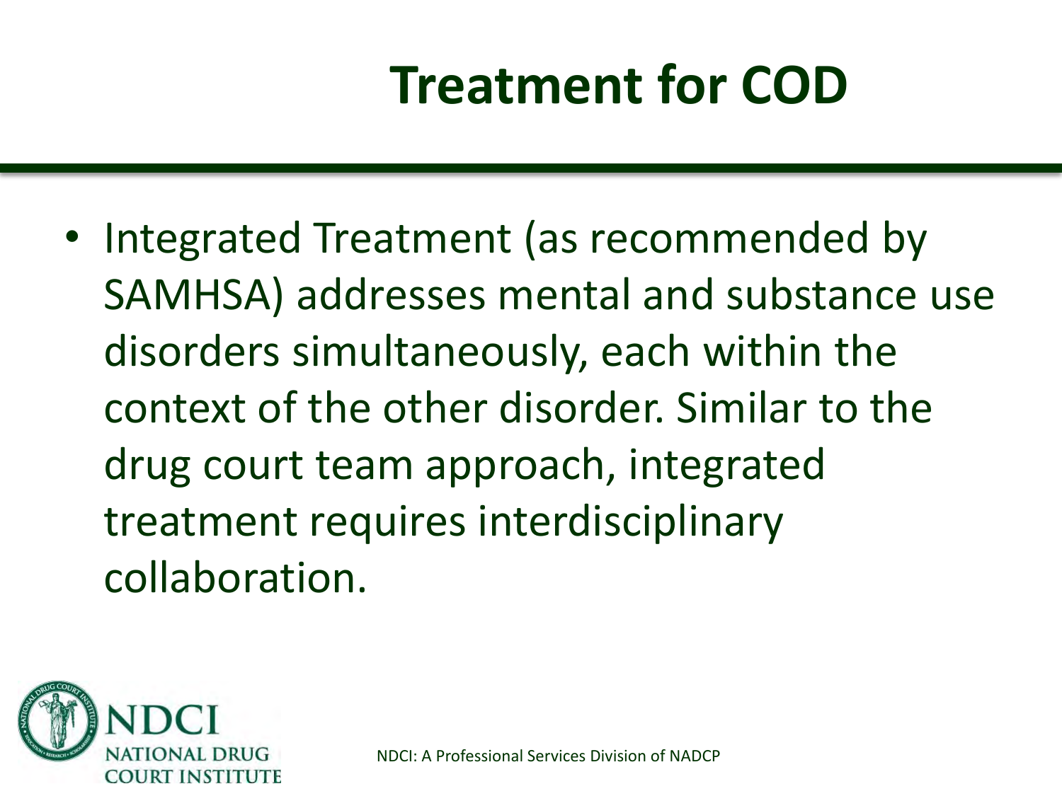# Treatment for COD

- Integrated Treatment (as recommended by SAMHSA) addresses mental and substance use disorders simultaneously, each within the context of the other disorder. Similar to the drug court team approach, integrated treatment requires interdisciplinary collaboration.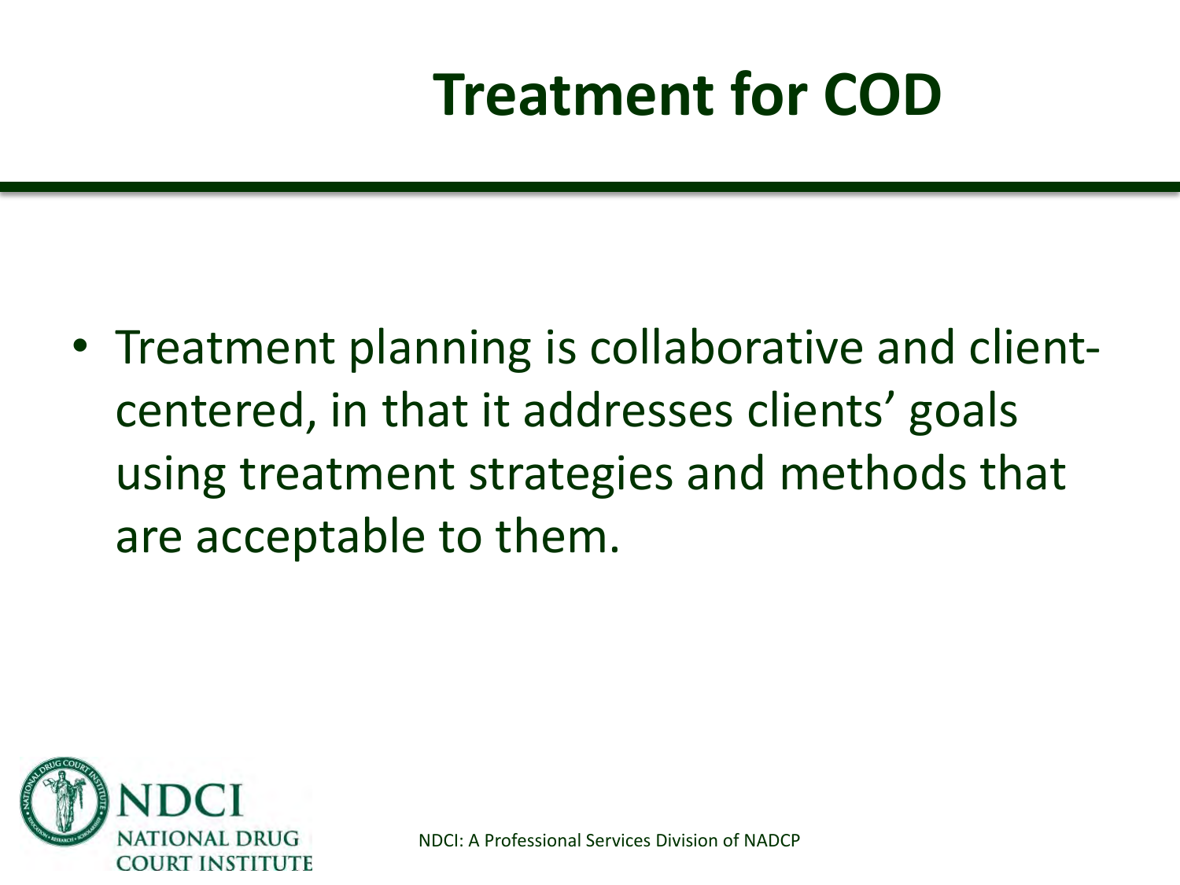# Treatment for COD

- Treatment planning is collaborative and client-centered, in that it addresses clients' goals using treatment strategies and methods that are acceptable to them.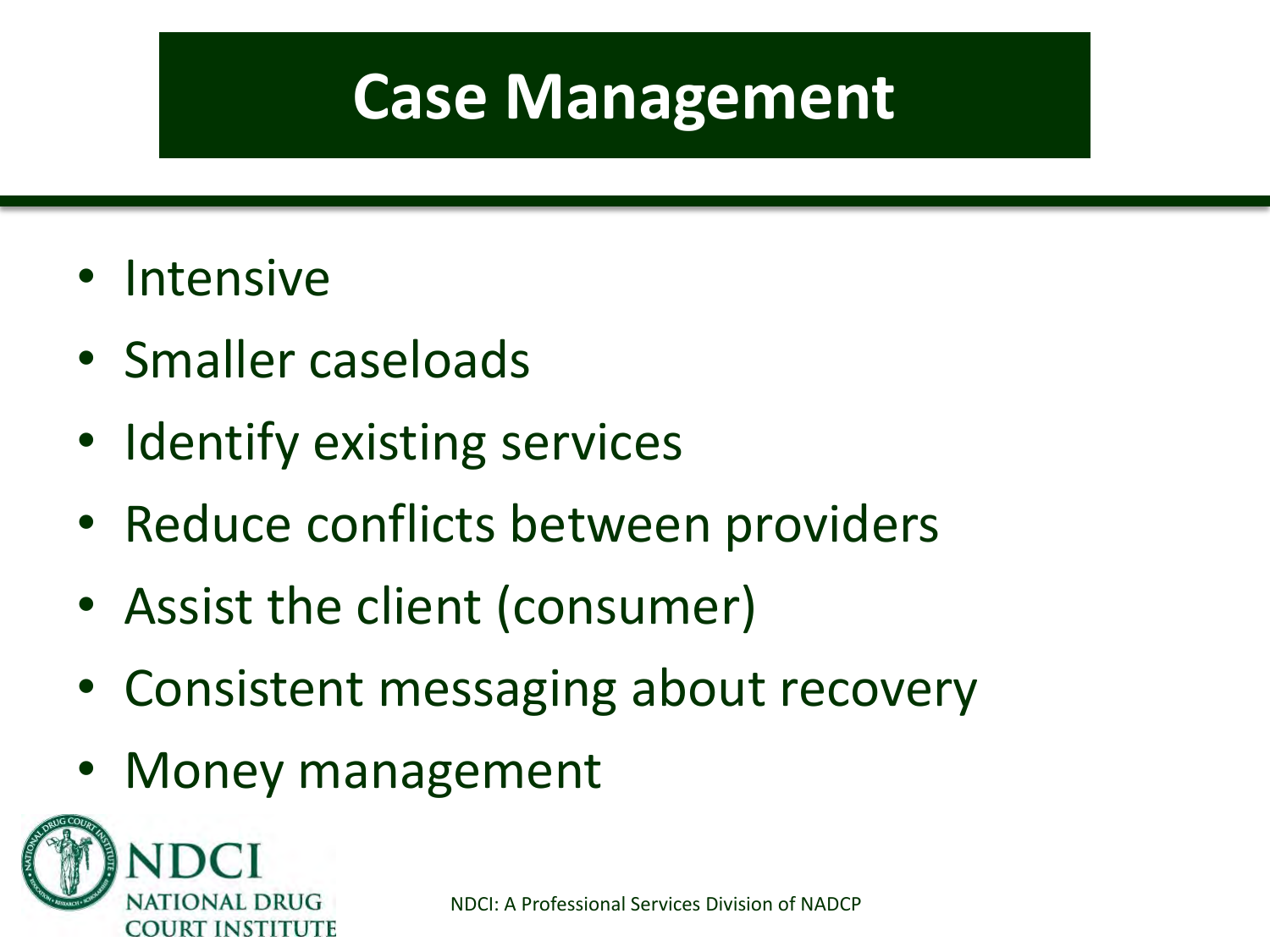# Case Management

- Intensive
- Smaller caseloads
- Identify existing services
- Reduce conflicts between providers
- Assist the client (consumer)
- Consistent messaging about recovery
- Money management

NDCI: A Professional Services Division of NADCP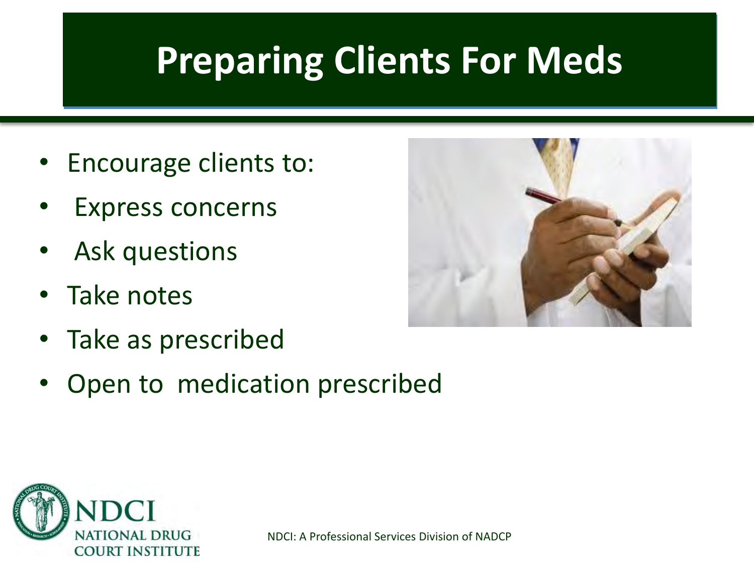# Preparing Clients For Meds

- Encourage clients to:
- Express concerns
- Ask questions
- Take notes
- Take as prescribed
- Open to medication prescribed

NDCI: A Professional Services Division of NADCP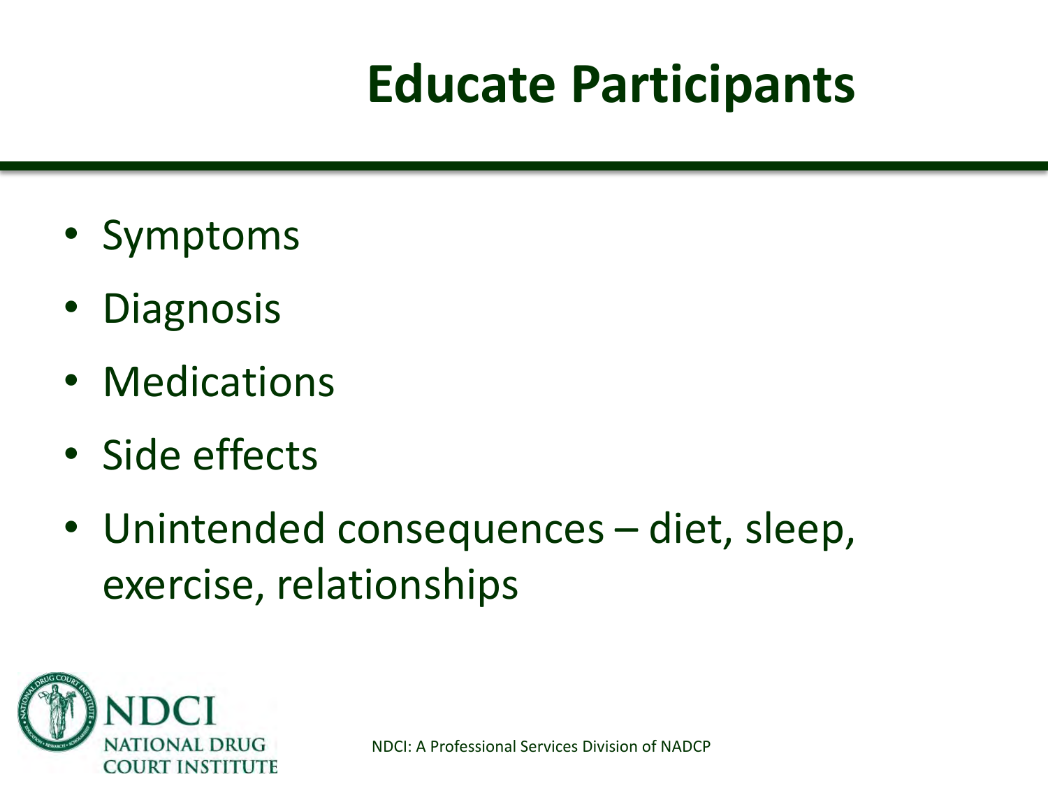# Educate Participants

- Symptoms
- Diagnosis
- Medications
- Side effects
- Unintended consequences – diet, sleep, exercise, relationships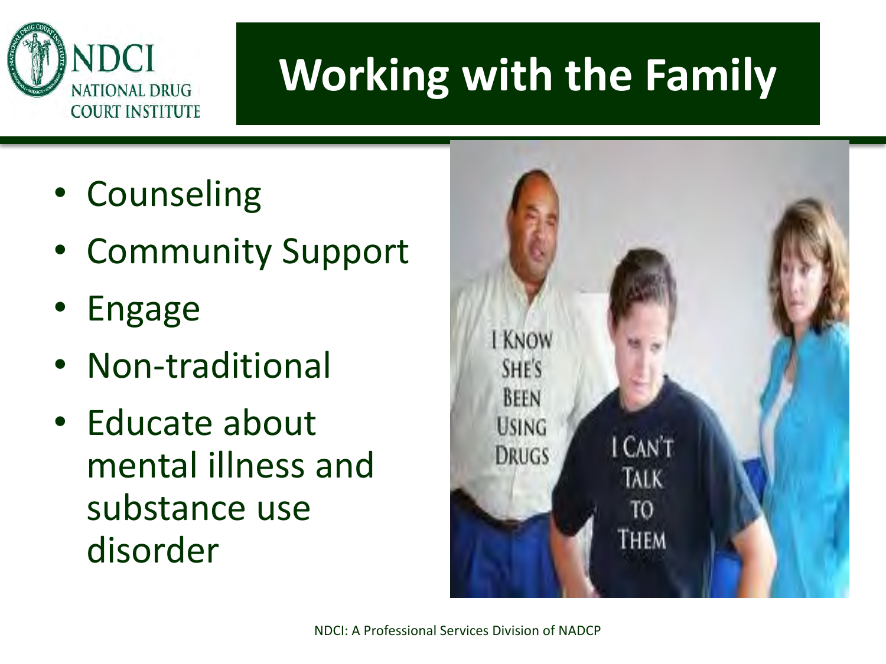# Working with the Family

- Counseling
- Community Support
- Engage
- Non-traditional
- Educate about mental illness and substance use disorder

I KNOW SHE'S BEEN USING DRUGS

I CAN'T TALK TO THEM

NDCI: A Professional Services Division of NADCP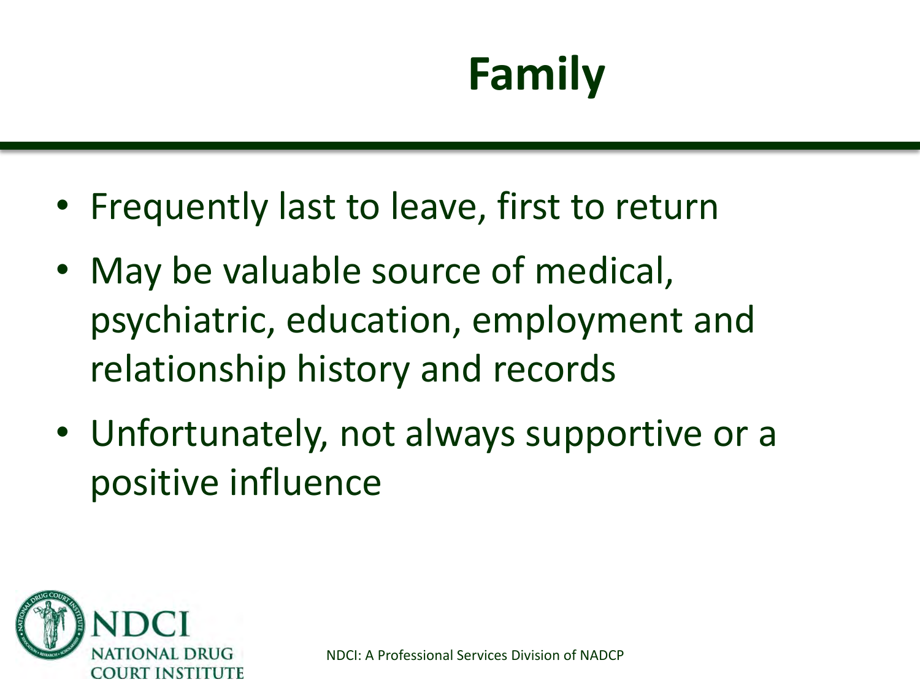# Family

- Frequently last to leave, first to return
- May be valuable source of medical, psychiatric, education, employment and relationship history and records
- Unfortunately, not always supportive or a positive influence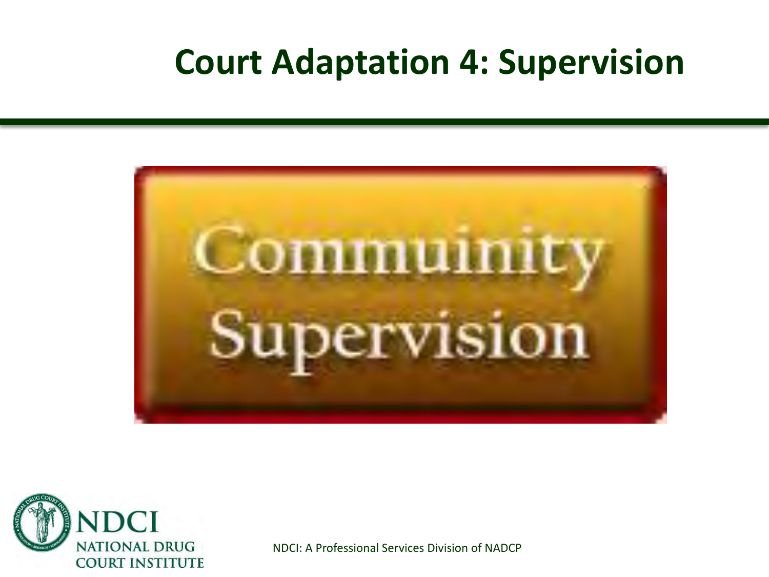# Court Adaptation 4: Supervision

Community Supervision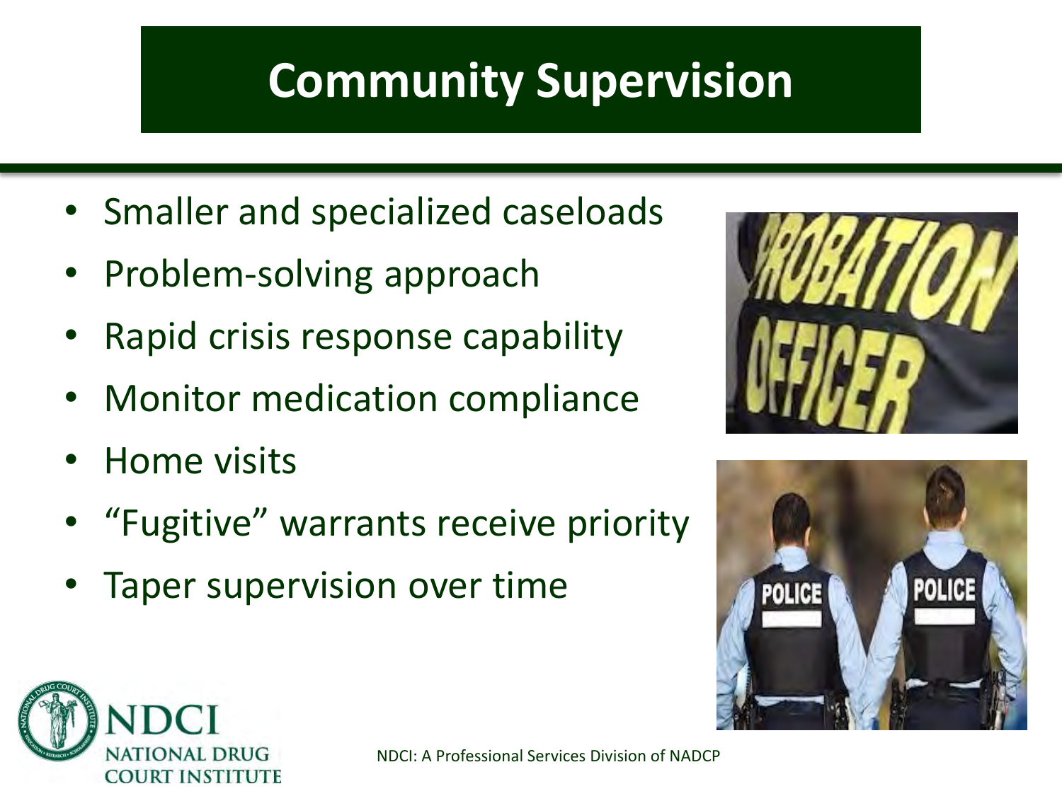# Community Supervision

- Smaller and specialized caseloads
- Problem-solving approach
- Rapid crisis response capability
- Monitor medication compliance
- Home visits
- “Fugitive” warrants receive priority
- Taper supervision over time

NDCI: A Professional Services Division of NADCP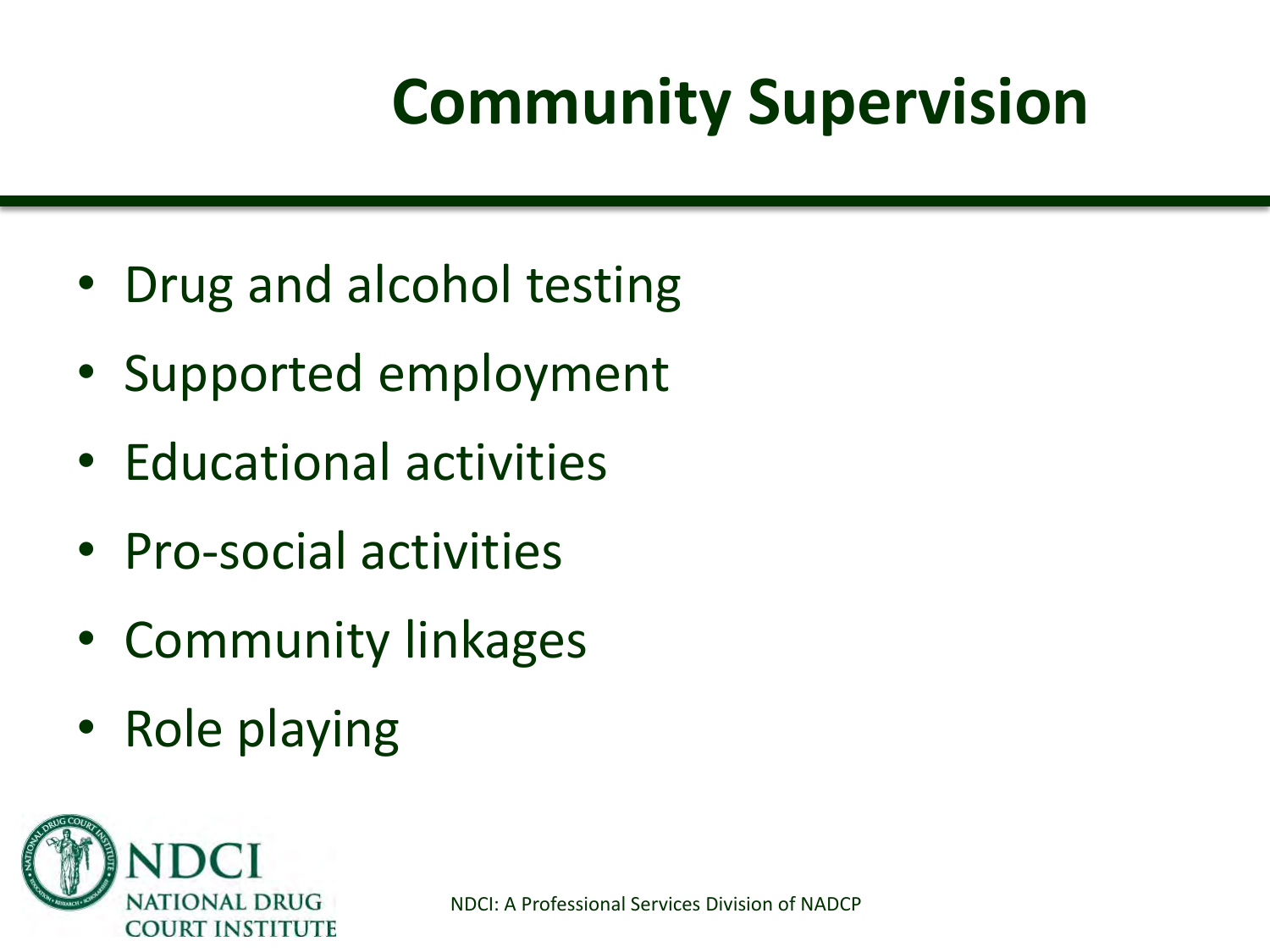# Community Supervision

- Drug and alcohol testing
- Supported employment
- Educational activities
- Pro-social activities
- Community linkages
- Role playing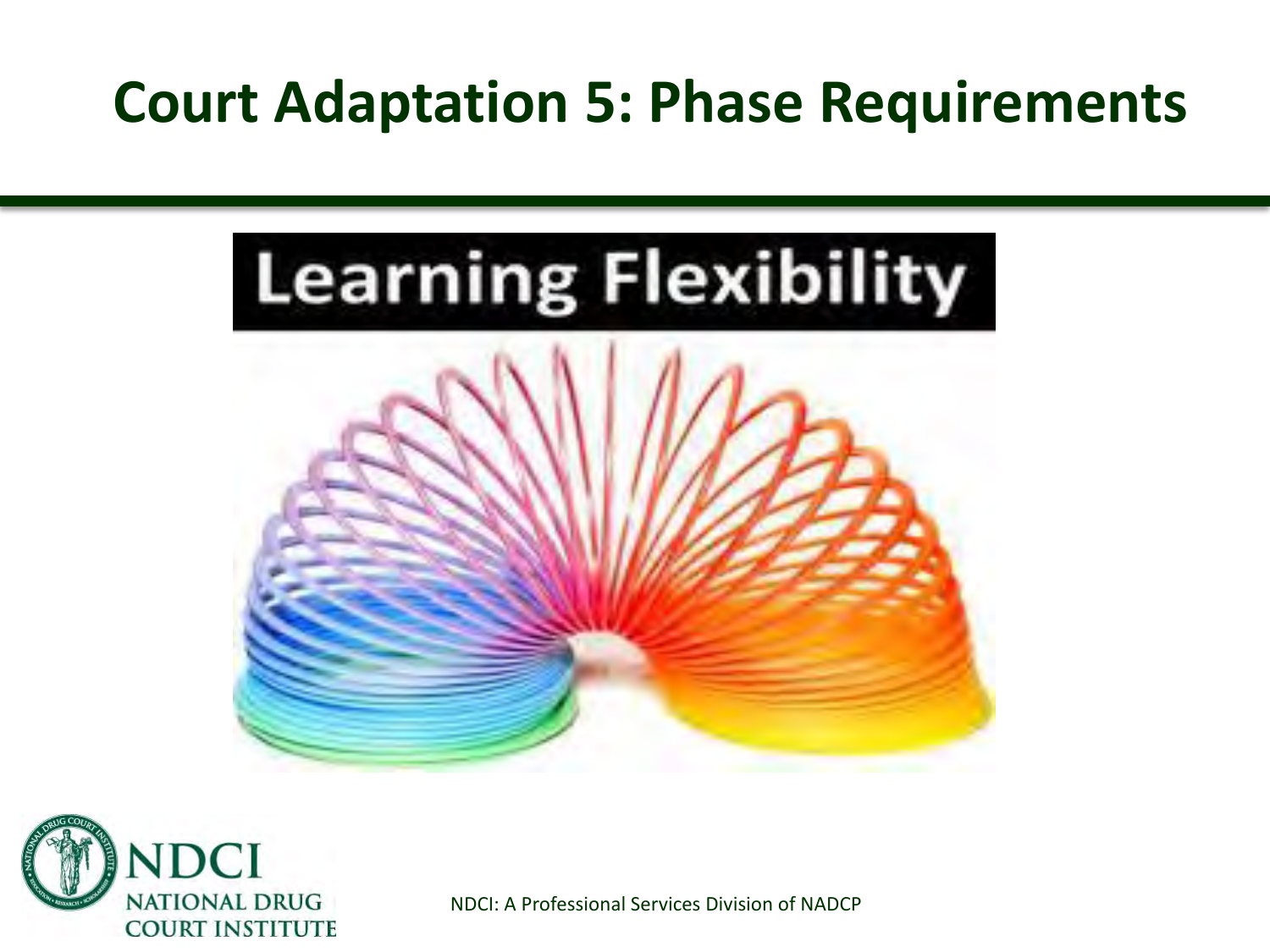# Court Adaptation 5: Phase Requirements

Learning Flexibility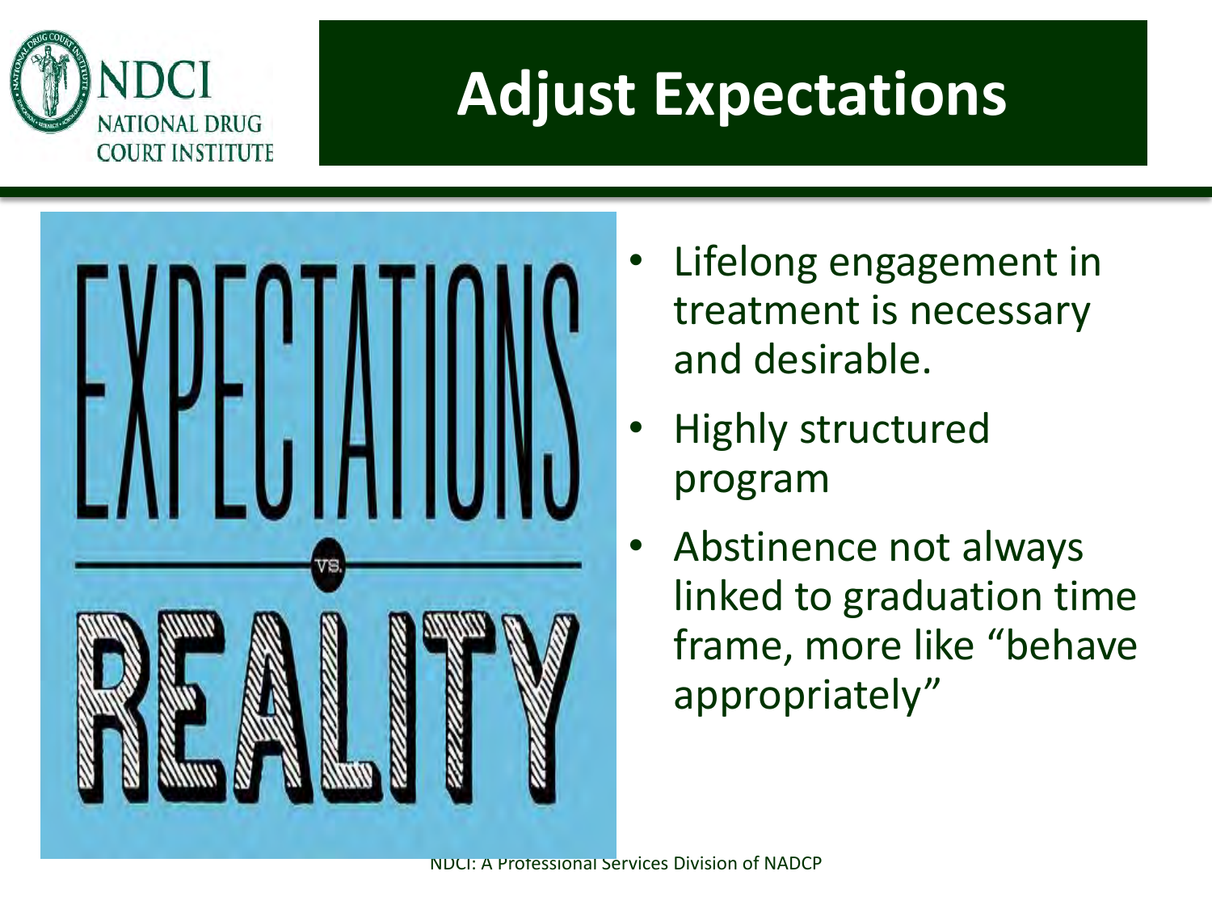# Adjust Expectations

EXPECTATIONS vs. REALITY

- Lifelong engagement in treatment is necessary and desirable.
- Highly structured program
- Abstinence not always linked to graduation time frame, more like "behave appropriately"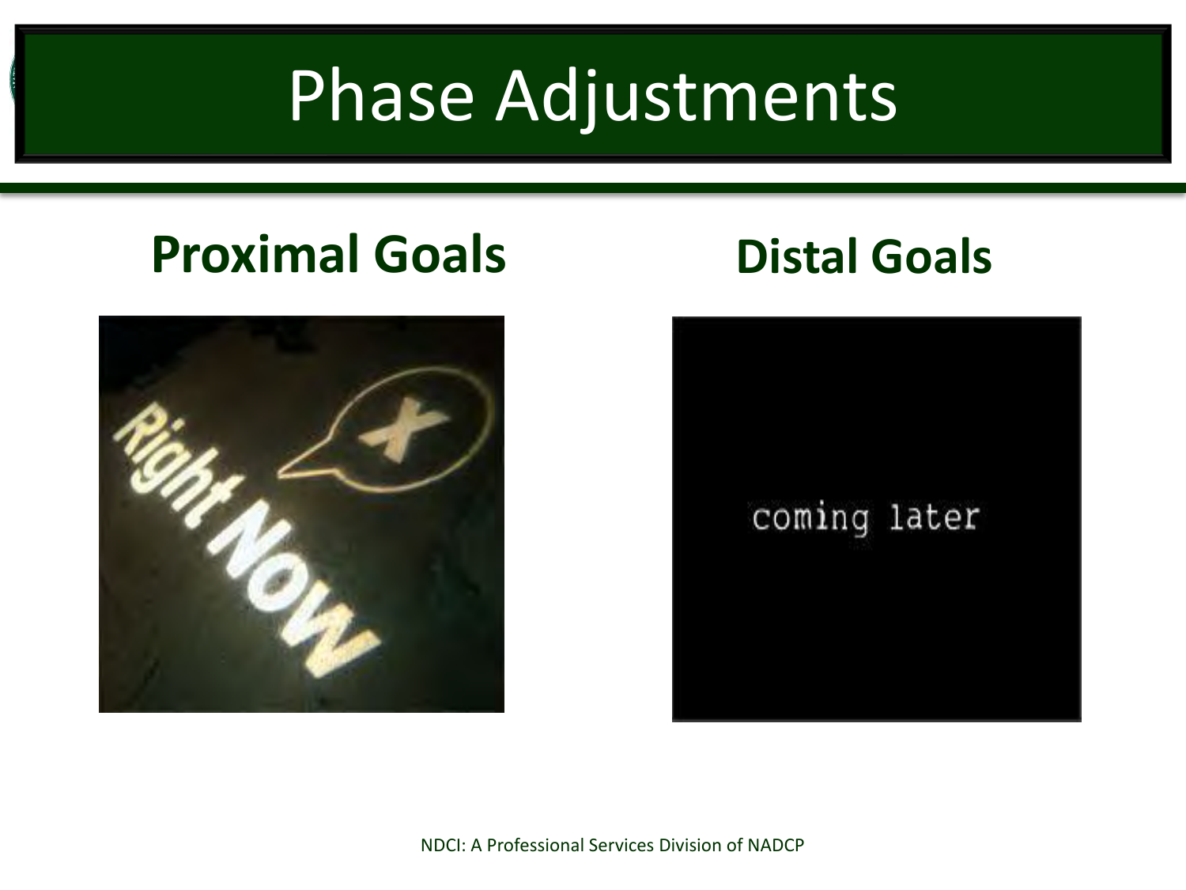# Phase Adjustments

## Proximal Goals

## Distal Goals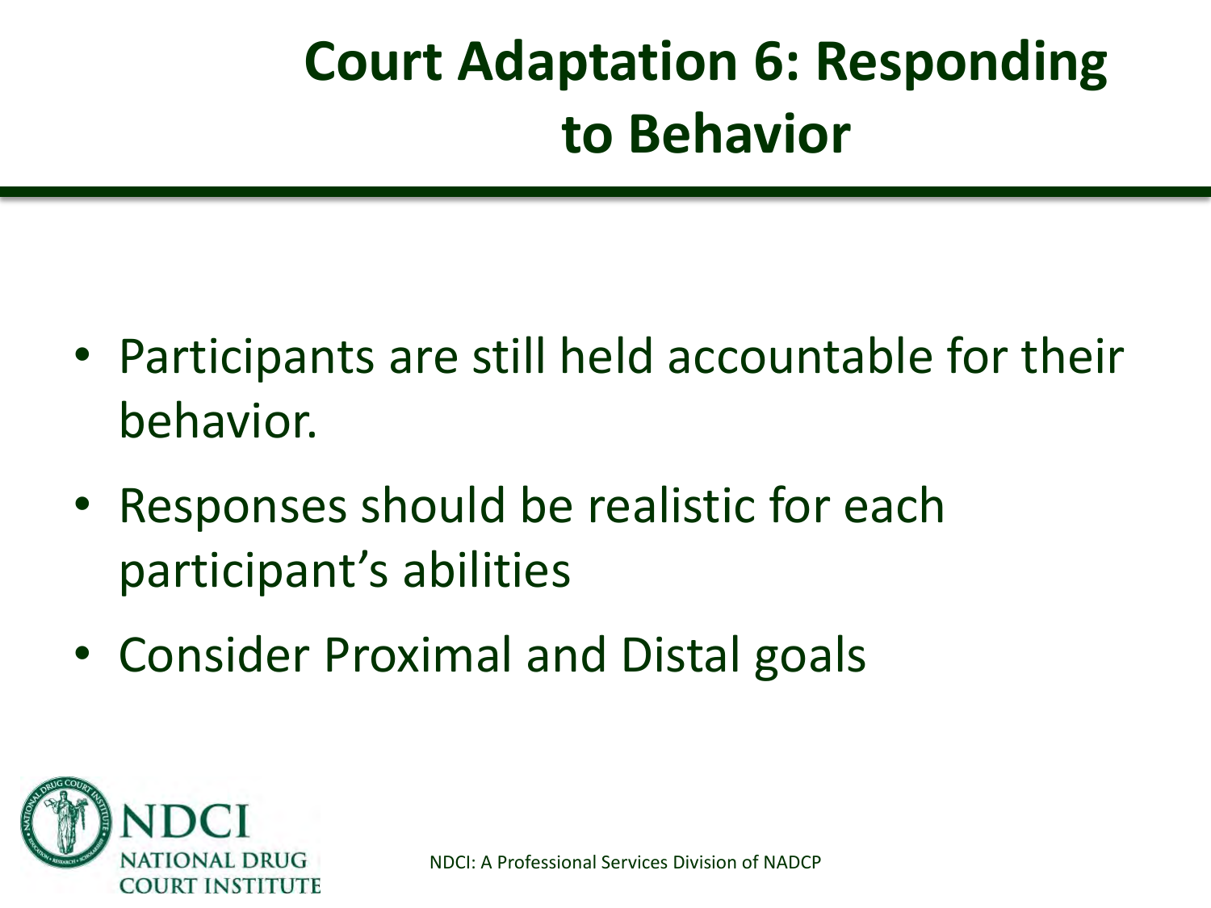# Court Adaptation 6: Responding to Behavior

- Participants are still held accountable for their behavior.
- Responses should be realistic for each participant's abilities
- Consider Proximal and Distal goals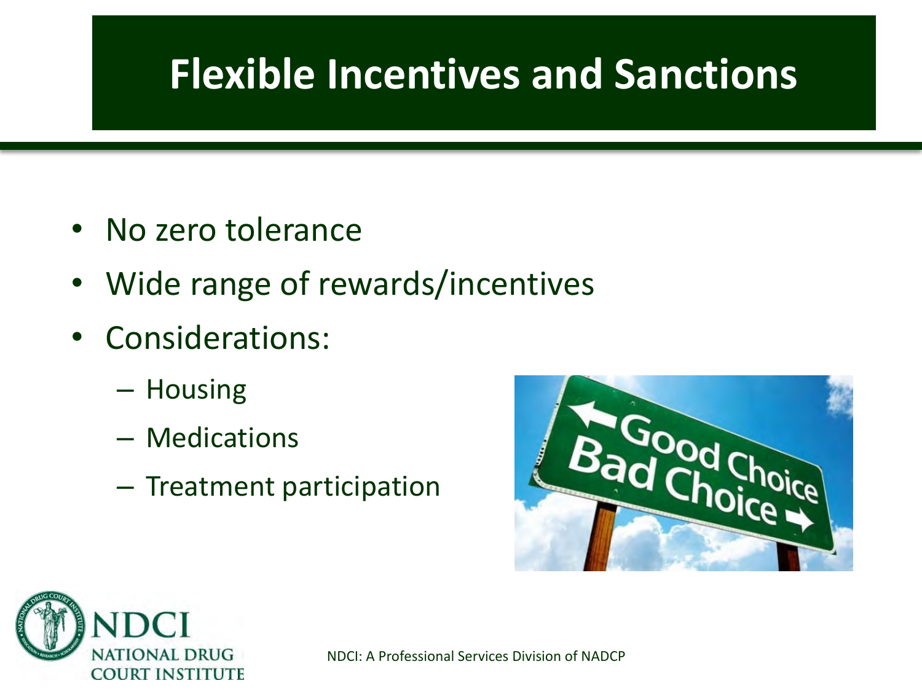# Flexible Incentives and Sanctions

- No zero tolerance
- Wide range of rewards/incentives
- Considerations:
  - Housing
  - Medications
  - Treatment participation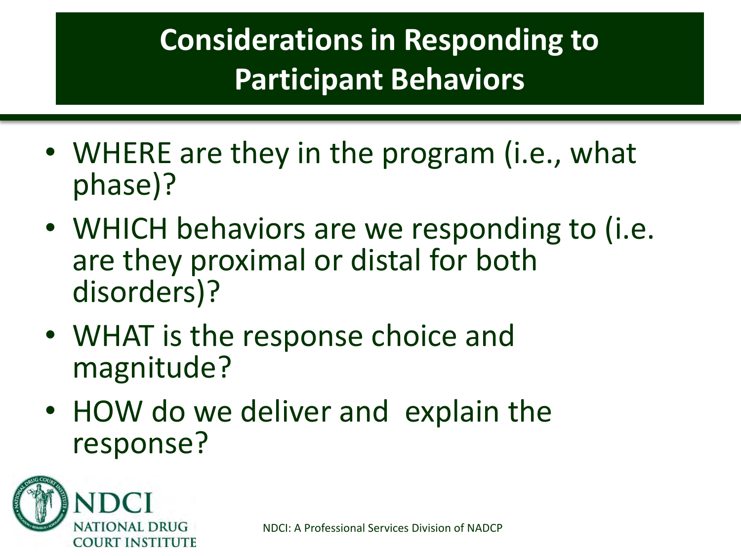# Considerations in Responding to Participant Behaviors

- WHERE are they in the program (i.e., what phase)?
- WHICH behaviors are we responding to (i.e. are they proximal or distal for both disorders)?
- WHAT is the response choice and magnitude?
- HOW do we deliver and explain the response?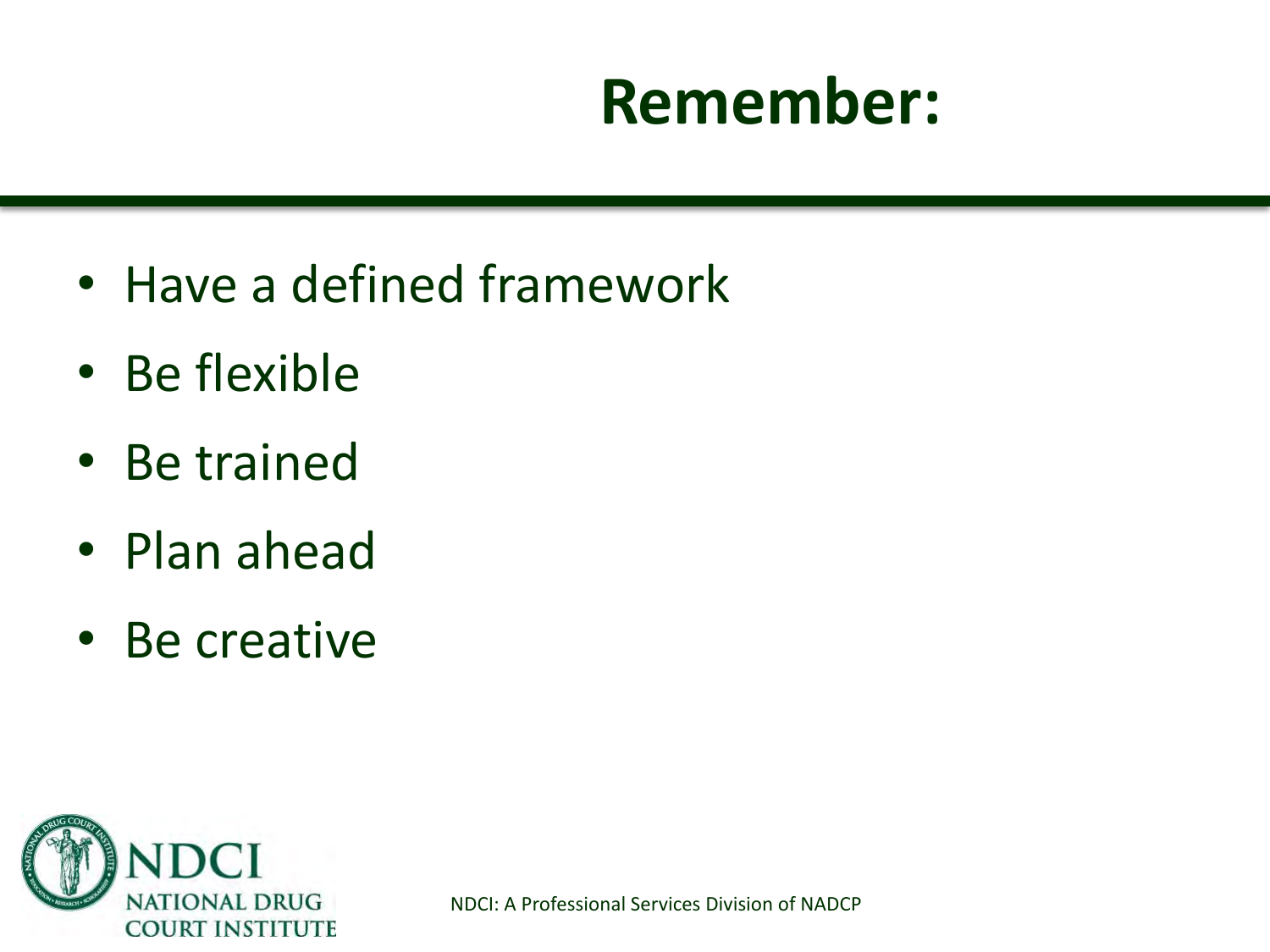# Remember:

- Have a defined framework
- Be flexible
- Be trained
- Plan ahead
- Be creative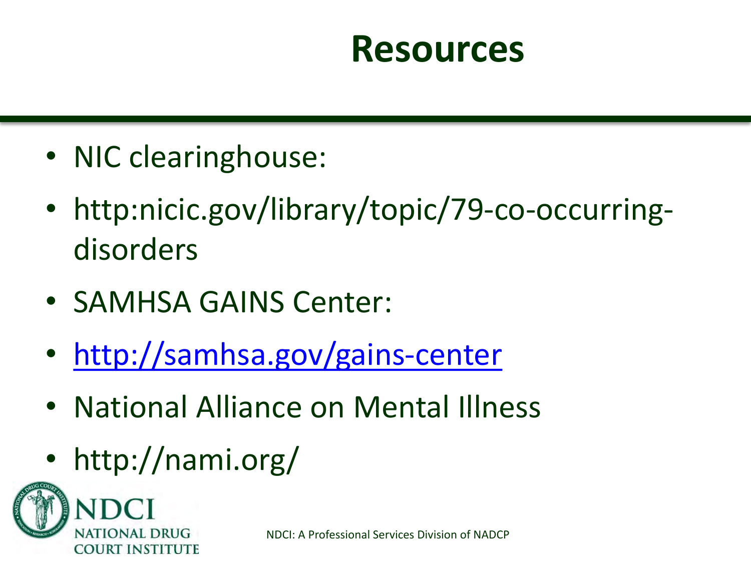# Resources

- NIC clearinghouse:
- http:nicic.gov/library/topic/79-co-occurring-disorders
- SAMHSA GAINS Center:
- http://samhsa.gov/gains-center
- National Alliance on Mental Illness
- http://nami.org/

NDCI
NATIONAL DRUG COURT INSTITUTE

NDCI: A Professional Services Division of NADCP